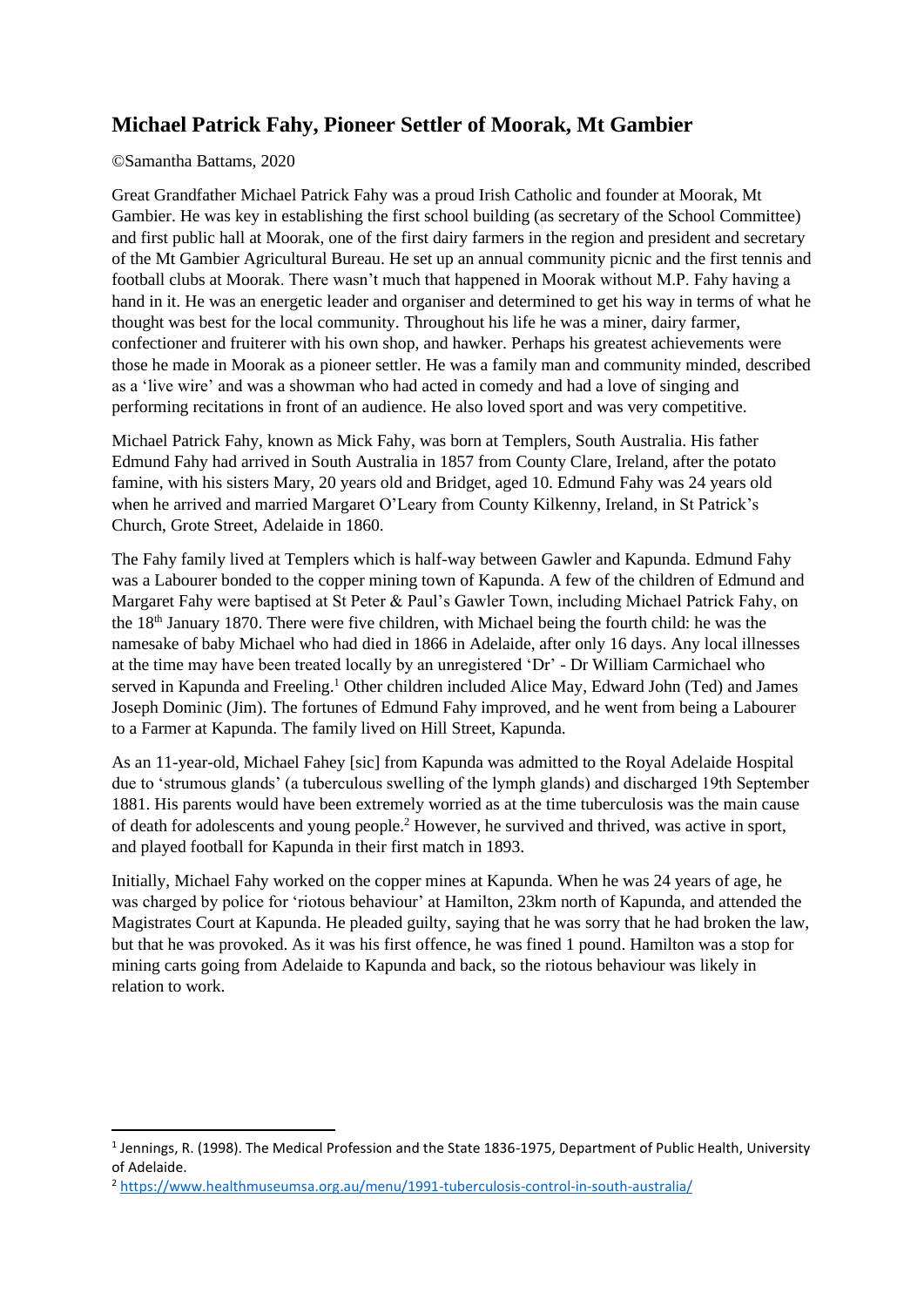# Michael Patrick Fahy, Pioneer Settler of Moorak, Mt Gambier

©Samantha Battams, 2020

Great Grandfather Michael Patrick Fahy was a proud Irish Catholic and founder at Moorak, Mt Gambier. He was key in establishing the first school building (as secretary of the School Committee) and first public hall at Moorak, one of the first dairy farmers in the region and president and secretary of the Mt Gambier Agricultural Bureau. He set up an annual community picnic and the first tennis and football clubs at Moorak. There wasn't much that happened in Moorak without M.P. Fahy having a hand in it. He was an energetic leader and organiser and determined to get his way in terms of what he thought was best for the local community. Throughout his life he was a miner, dairy farmer, confectioner and fruiterer with his own shop, and hawker. Perhaps his greatest achievements were those he made in Moorak as a pioneer settler. He was a family man and community minded, described as a 'live wire' and was a showman who had acted in comedy and had a love of singing and performing recitations in front of an audience. He also loved sport and was very competitive.

Michael Patrick Fahy, known as Mick Fahy, was born at Templers, South Australia. His father Edmund Fahy had arrived in South Australia in 1857 from County Clare, Ireland, after the potato famine, with his sisters Mary, 20 years old and Bridget, aged 10. Edmund Fahy was 24 years old when he arrived and married Margaret O'Leary from County Kilkenny, Ireland, in St Patrick's Church, Grote Street, Adelaide in 1860.

The Fahy family lived at Templers which is half-way between Gawler and Kapunda. Edmund Fahy was a Labourer bonded to the copper mining town of Kapunda. A few of the children of Edmund and Margaret Fahy were baptised at St Peter & Paul's Gawler Town, including Michael Patrick Fahy, on the 18th January 1870. There were five children, with Michael being the fourth child: he was the namesake of baby Michael who had died in 1866 in Adelaide, after only 16 days. Any local illnesses at the time may have been treated locally by an unregistered 'Dr' - Dr William Carmichael who served in Kapunda and Freeling.[1] Other children included Alice May, Edward John (Ted) and James Joseph Dominic (Jim). The fortunes of Edmund Fahy improved, and he went from being a Labourer to a Farmer at Kapunda. The family lived on Hill Street, Kapunda.

As an 11-year-old, Michael Fahey [sic] from Kapunda was admitted to the Royal Adelaide Hospital due to 'strumous glands' (a tuberculous swelling of the lymph glands) and discharged 19th September 1881. His parents would have been extremely worried as at the time tuberculosis was the main cause of death for adolescents and young people.[2] However, he survived and thrived, was active in sport, and played football for Kapunda in their first match in 1893.

Initially, Michael Fahy worked on the copper mines at Kapunda. When he was 24 years of age, he was charged by police for 'riotous behaviour' at Hamilton, 23km north of Kapunda, and attended the Magistrates Court at Kapunda. He pleaded guilty, saying that he was sorry that he had broken the law, but that he was provoked. As it was his first offence, he was fined 1 pound. Hamilton was a stop for mining carts going from Adelaide to Kapunda and back, so the riotous behaviour was likely in relation to work.

---

[1] Jennings, R. (1998). The Medical Profession and the State 1836-1975, Department of Public Health, University of Adelaide.

[2] https://www.healthmuseumsa.org.au/menu/1991-tuberculosis-control-in-south-australia/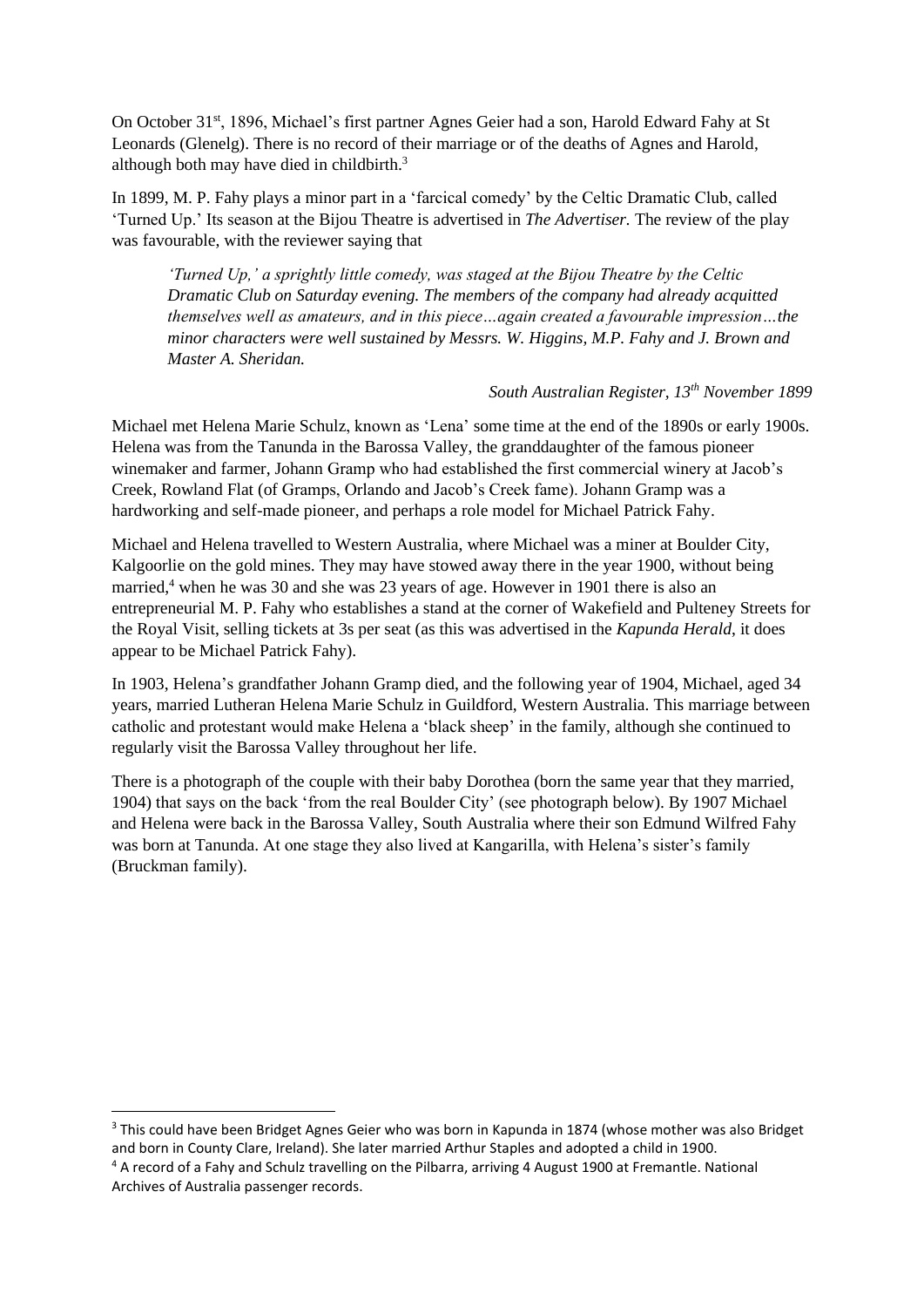On October 31st, 1896, Michael's first partner Agnes Geier had a son, Harold Edward Fahy at St Leonards (Glenelg). There is no record of their marriage or of the deaths of Agnes and Harold, although both may have died in childbirth.[3]

In 1899, M. P. Fahy plays a minor part in a 'farcical comedy' by the Celtic Dramatic Club, called 'Turned Up.' Its season at the Bijou Theatre is advertised in *The Advertiser.* The review of the play was favourable, with the reviewer saying that

> ***'Turned Up,' a sprightly little comedy, was staged at the Bijou Theatre by the Celtic Dramatic Club on Saturday evening. The members of the company had already acquitted themselves well as amateurs, and in this piece…again created a favourable impression…the minor characters were well sustained by Messrs. W. Higgins, M.P. Fahy and J. Brown and Master A. Sheridan.***
>
> *South Australian Register, 13th November 1899*

Michael met Helena Marie Schulz, known as 'Lena' some time at the end of the 1890s or early 1900s. Helena was from the Tanunda in the Barossa Valley, the granddaughter of the famous pioneer winemaker and farmer, Johann Gramp who had established the first commercial winery at Jacob's Creek, Rowland Flat (of Gramps, Orlando and Jacob's Creek fame). Johann Gramp was a hardworking and self-made pioneer, and perhaps a role model for Michael Patrick Fahy.

Michael and Helena travelled to Western Australia, where Michael was a miner at Boulder City, Kalgoorlie on the gold mines. They may have stowed away there in the year 1900, without being married,[4] when he was 30 and she was 23 years of age. However in 1901 there is also an entrepreneurial M. P. Fahy who establishes a stand at the corner of Wakefield and Pulteney Streets for the Royal Visit, selling tickets at 3s per seat (as this was advertised in the *Kapunda Herald,* it does appear to be Michael Patrick Fahy).

In 1903, Helena's grandfather Johann Gramp died, and the following year of 1904, Michael, aged 34 years, married Lutheran Helena Marie Schulz in Guildford, Western Australia. This marriage between catholic and protestant would make Helena a 'black sheep' in the family, although she continued to regularly visit the Barossa Valley throughout her life.

There is a photograph of the couple with their baby Dorothea (born the same year that they married, 1904) that says on the back 'from the real Boulder City' (see photograph below). By 1907 Michael and Helena were back in the Barossa Valley, South Australia where their son Edmund Wilfred Fahy was born at Tanunda. At one stage they also lived at Kangarilla, with Helena's sister's family (Bruckman family).

---

[3] This could have been Bridget Agnes Geier who was born in Kapunda in 1874 (whose mother was also Bridget and born in County Clare, Ireland). She later married Arthur Staples and adopted a child in 1900.

[4] A record of a Fahy and Schulz travelling on the Pilbarra, arriving 4 August 1900 at Fremantle. National Archives of Australia passenger records.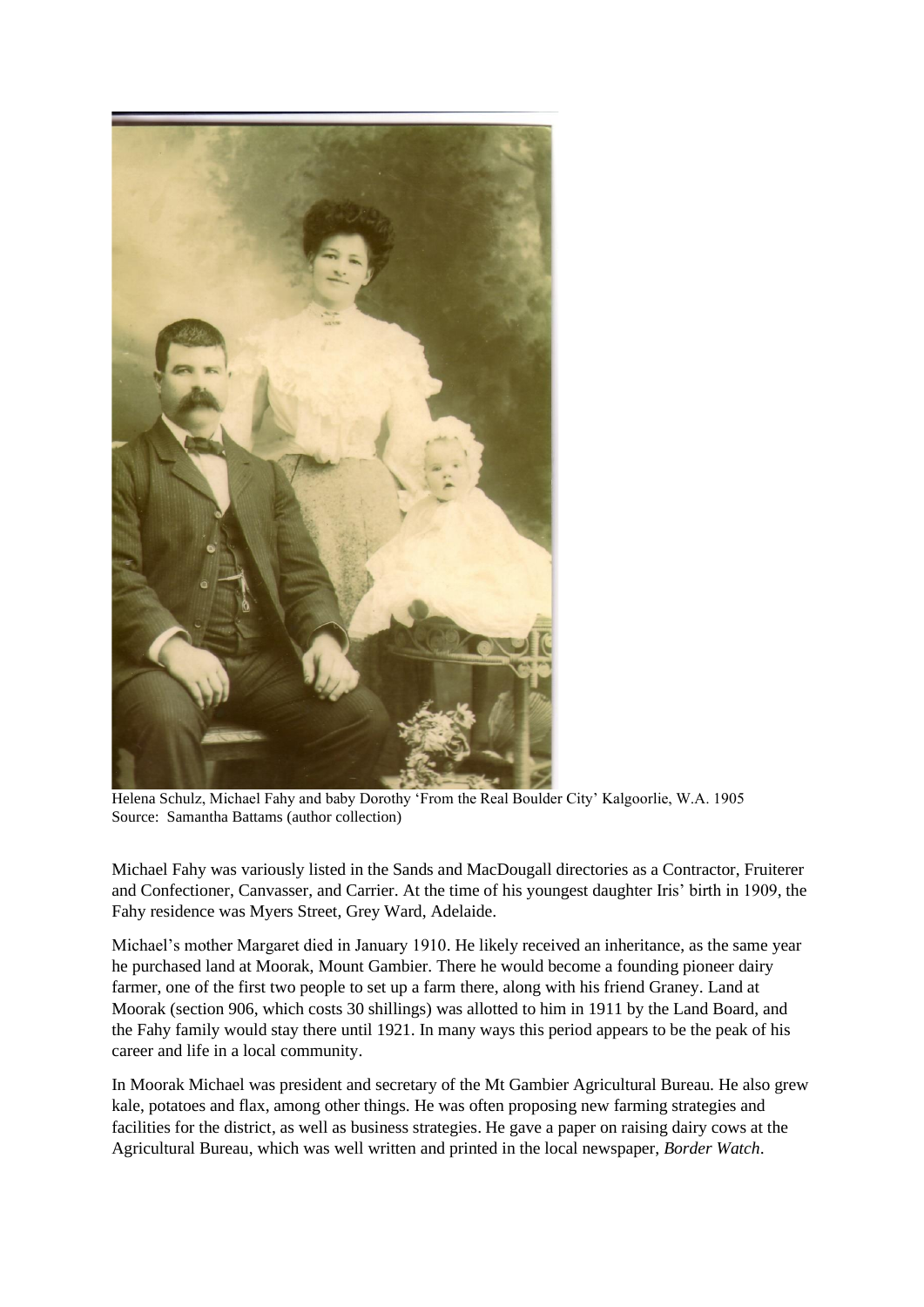Helena Schulz, Michael Fahy and baby Dorothy 'From the Real Boulder City' Kalgoorlie, W.A. 1905
Source: Samantha Battams (author collection)

Michael Fahy was variously listed in the Sands and MacDougall directories as a Contractor, Fruiterer and Confectioner, Canvasser, and Carrier. At the time of his youngest daughter Iris' birth in 1909, the Fahy residence was Myers Street, Grey Ward, Adelaide.

Michael's mother Margaret died in January 1910. He likely received an inheritance, as the same year he purchased land at Moorak, Mount Gambier. There he would become a founding pioneer dairy farmer, one of the first two people to set up a farm there, along with his friend Graney. Land at Moorak (section 906, which costs 30 shillings) was allotted to him in 1911 by the Land Board, and the Fahy family would stay there until 1921. In many ways this period appears to be the peak of his career and life in a local community.

In Moorak Michael was president and secretary of the Mt Gambier Agricultural Bureau. He also grew kale, potatoes and flax, among other things. He was often proposing new farming strategies and facilities for the district, as well as business strategies. He gave a paper on raising dairy cows at the Agricultural Bureau, which was well written and printed in the local newspaper, *Border Watch*.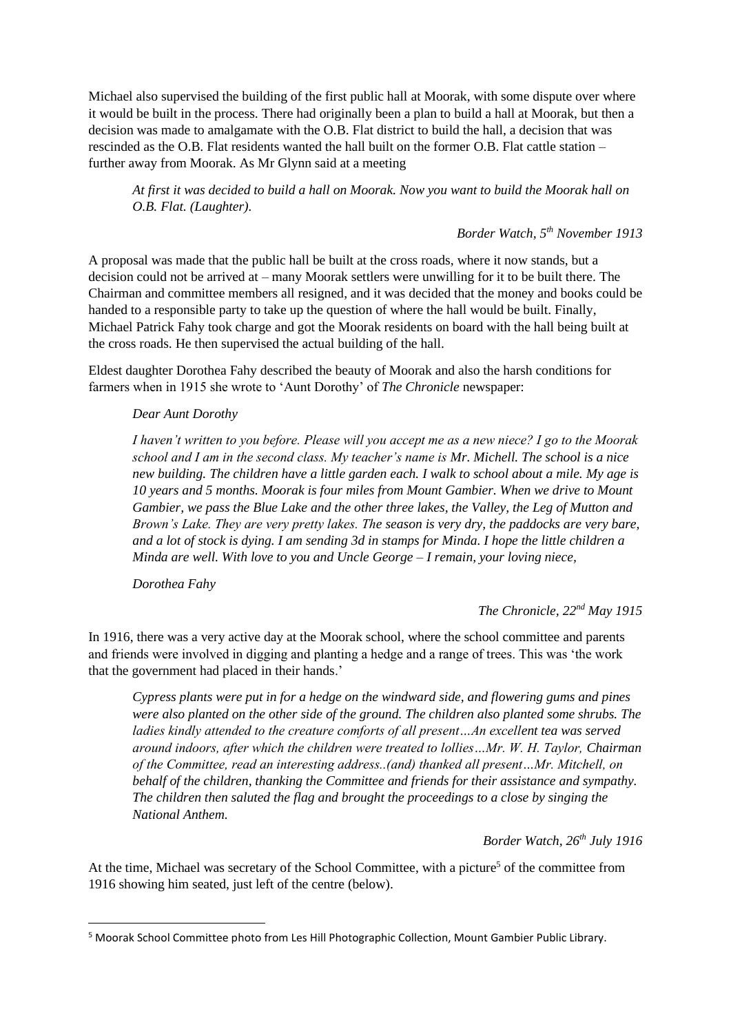Michael also supervised the building of the first public hall at Moorak, with some dispute over where it would be built in the process. There had originally been a plan to build a hall at Moorak, but then a decision was made to amalgamate with the O.B. Flat district to build the hall, a decision that was rescinded as the O.B. Flat residents wanted the hall built on the former O.B. Flat cattle station – further away from Moorak. As Mr Glynn said at a meeting

> *At first it was decided to build a hall on Moorak. Now you want to build the Moorak hall on O.B. Flat. (Laughter).*
>
> *Border Watch, 5th November 1913*

A proposal was made that the public hall be built at the cross roads, where it now stands, but a decision could not be arrived at – many Moorak settlers were unwilling for it to be built there. The Chairman and committee members all resigned, and it was decided that the money and books could be handed to a responsible party to take up the question of where the hall would be built. Finally, Michael Patrick Fahy took charge and got the Moorak residents on board with the hall being built at the cross roads. He then supervised the actual building of the hall.

Eldest daughter Dorothea Fahy described the beauty of Moorak and also the harsh conditions for farmers when in 1915 she wrote to 'Aunt Dorothy' of *The Chronicle* newspaper:

> *Dear Aunt Dorothy*
>
> *I haven't written to you before. Please will you accept me as a new niece? I go to the Moorak school and I am in the second class. My teacher's name is Mr. Michell. The school is a nice new building. The children have a little garden each. I walk to school about a mile. My age is 10 years and 5 months. Moorak is four miles from Mount Gambier. When we drive to Mount Gambier, we pass the Blue Lake and the other three lakes, the Valley, the Leg of Mutton and Brown's Lake. They are very pretty lakes. The season is very dry, the paddocks are very bare, and a lot of stock is dying. I am sending 3d in stamps for Minda. I hope the little children a Minda are well. With love to you and Uncle George – I remain, your loving niece,*
>
> *Dorothea Fahy*
>
> *The Chronicle, 22nd May 1915*

In 1916, there was a very active day at the Moorak school, where the school committee and parents and friends were involved in digging and planting a hedge and a range of trees. This was 'the work that the government had placed in their hands.'

> *Cypress plants were put in for a hedge on the windward side, and flowering gums and pines were also planted on the other side of the ground. The children also planted some shrubs. The ladies kindly attended to the creature comforts of all present…An excellent tea was served around indoors, after which the children were treated to lollies…Mr. W. H. Taylor, Chairman of the Committee, read an interesting address..(and) thanked all present…Mr. Mitchell, on behalf of the children, thanking the Committee and friends for their assistance and sympathy. The children then saluted the flag and brought the proceedings to a close by singing the National Anthem.*
>
> *Border Watch, 26th July 1916*

At the time, Michael was secretary of the School Committee, with a picture[5] of the committee from 1916 showing him seated, just left of the centre (below).

---

[5] Moorak School Committee photo from Les Hill Photographic Collection, Mount Gambier Public Library.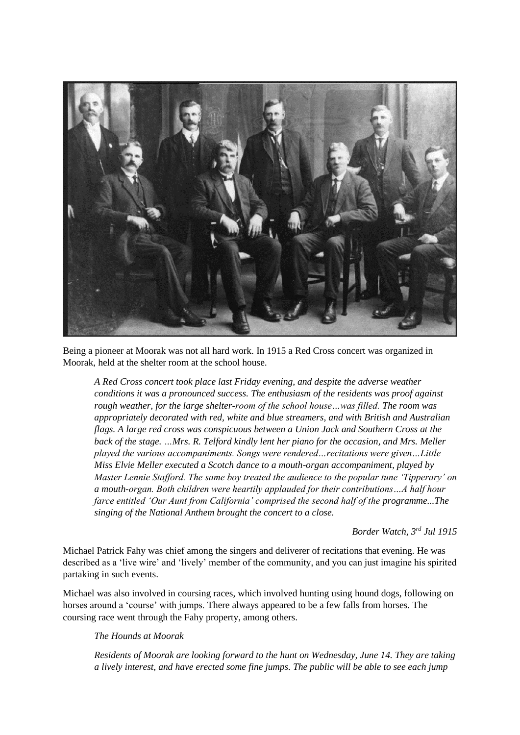Being a pioneer at Moorak was not all hard work. In 1915 a Red Cross concert was organized in Moorak, held at the shelter room at the school house.

> *A Red Cross concert took place last Friday evening, and despite the adverse weather conditions it was a pronounced success. The enthusiasm of the residents was proof against rough weather, for the large shelter-room of the school house…was filled. The room was appropriately decorated with red, white and blue streamers, and with British and Australian flags. A large red cross was conspicuous between a Union Jack and Southern Cross at the back of the stage. …Mrs. R. Telford kindly lent her piano for the occasion, and Mrs. Meller played the various accompaniments. Songs were rendered…recitations were given…Little Miss Elvie Meller executed a Scotch dance to a mouth-organ accompaniment, played by Master Lennie Stafford. The same boy treated the audience to the popular tune 'Tipperary' on a mouth-organ. Both children were heartily applauded for their contributions…A half hour farce entitled 'Our Aunt from California' comprised the second half of the programme...The singing of the National Anthem brought the concert to a close.*
>
> *Border Watch, 3rd Jul 1915*

Michael Patrick Fahy was chief among the singers and deliverer of recitations that evening. He was described as a 'live wire' and 'lively' member of the community, and you can just imagine his spirited partaking in such events.

Michael was also involved in coursing races, which involved hunting using hound dogs, following on horses around a 'course' with jumps. There always appeared to be a few falls from horses. The coursing race went through the Fahy property, among others.

> *The Hounds at Moorak*
>
> *Residents of Moorak are looking forward to the hunt on Wednesday, June 14. They are taking a lively interest, and have erected some fine jumps. The public will be able to see each jump*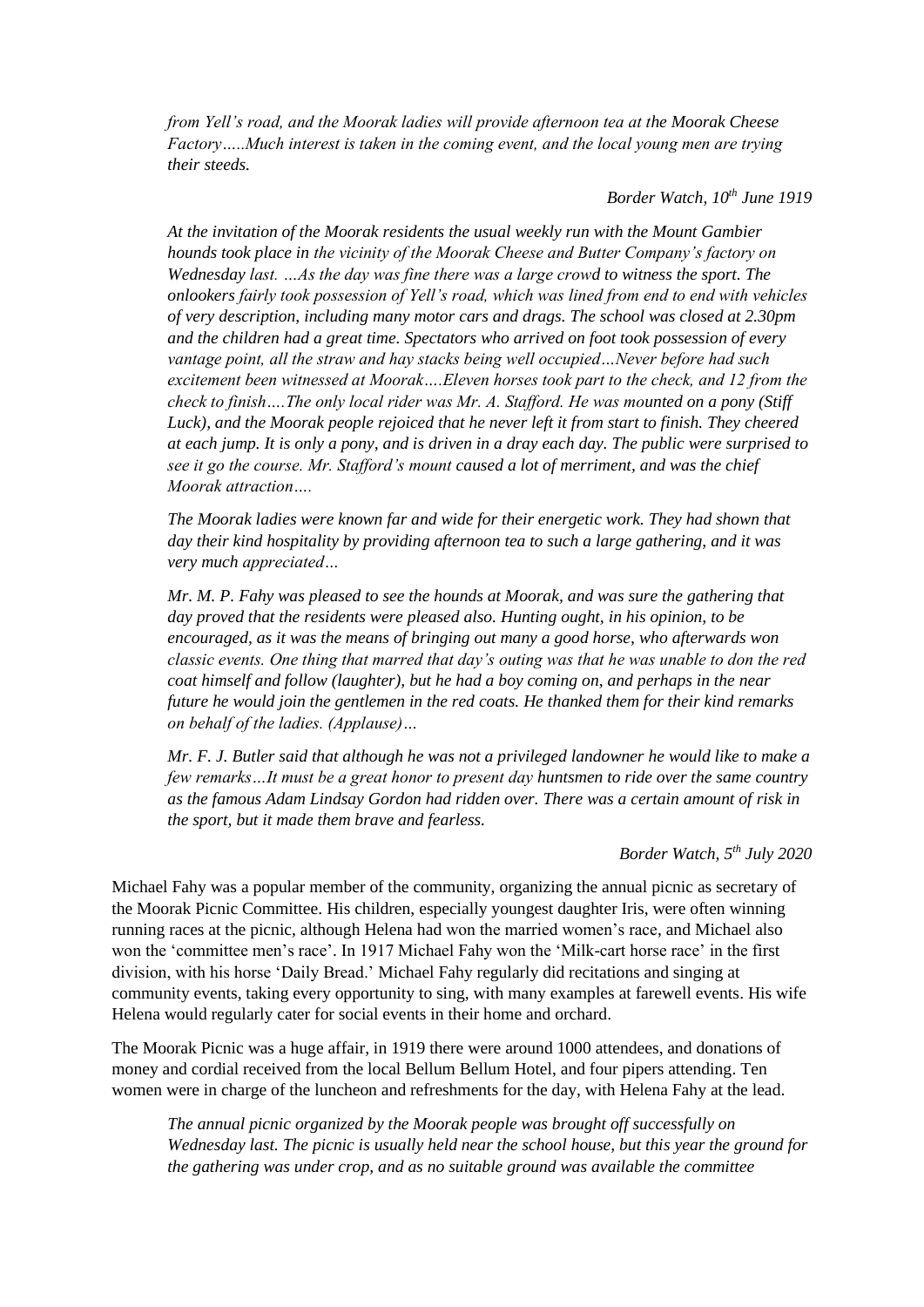*from Yell's road, and the Moorak ladies will provide afternoon tea at the Moorak Cheese Factory…..Much interest is taken in the coming event, and the local young men are trying their steeds.*

*Border Watch, 10th June 1919*

*At the invitation of the Moorak residents the usual weekly run with the Mount Gambier hounds took place in the vicinity of the Moorak Cheese and Butter Company's factory on Wednesday last. …As the day was fine there was a large crowd to witness the sport. The onlookers fairly took possession of Yell's road, which was lined from end to end with vehicles of very description, including many motor cars and drags. The school was closed at 2.30pm and the children had a great time. Spectators who arrived on foot took possession of every vantage point, all the straw and hay stacks being well occupied…Never before had such excitement been witnessed at Moorak….Eleven horses took part to the check, and 12 from the check to finish….The only local rider was Mr. A. Stafford. He was mounted on a pony (Stiff Luck), and the Moorak people rejoiced that he never left it from start to finish. They cheered at each jump. It is only a pony, and is driven in a dray each day. The public were surprised to see it go the course. Mr. Stafford's mount caused a lot of merriment, and was the chief Moorak attraction….*

*The Moorak ladies were known far and wide for their energetic work. They had shown that day their kind hospitality by providing afternoon tea to such a large gathering, and it was very much appreciated…*

*Mr. M. P. Fahy was pleased to see the hounds at Moorak, and was sure the gathering that day proved that the residents were pleased also. Hunting ought, in his opinion, to be encouraged, as it was the means of bringing out many a good horse, who afterwards won classic events. One thing that marred that day's outing was that he was unable to don the red coat himself and follow (laughter), but he had a boy coming on, and perhaps in the near future he would join the gentlemen in the red coats. He thanked them for their kind remarks on behalf of the ladies. (Applause)…*

*Mr. F. J. Butler said that although he was not a privileged landowner he would like to make a few remarks…It must be a great honor to present day huntsmen to ride over the same country as the famous Adam Lindsay Gordon had ridden over. There was a certain amount of risk in the sport, but it made them brave and fearless.*

*Border Watch, 5th July 2020*

Michael Fahy was a popular member of the community, organizing the annual picnic as secretary of the Moorak Picnic Committee. His children, especially youngest daughter Iris, were often winning running races at the picnic, although Helena had won the married women's race, and Michael also won the 'committee men's race'. In 1917 Michael Fahy won the 'Milk-cart horse race' in the first division, with his horse 'Daily Bread.' Michael Fahy regularly did recitations and singing at community events, taking every opportunity to sing, with many examples at farewell events. His wife Helena would regularly cater for social events in their home and orchard.

The Moorak Picnic was a huge affair, in 1919 there were around 1000 attendees, and donations of money and cordial received from the local Bellum Bellum Hotel, and four pipers attending. Ten women were in charge of the luncheon and refreshments for the day, with Helena Fahy at the lead.

*The annual picnic organized by the Moorak people was brought off successfully on Wednesday last. The picnic is usually held near the school house, but this year the ground for the gathering was under crop, and as no suitable ground was available the committee*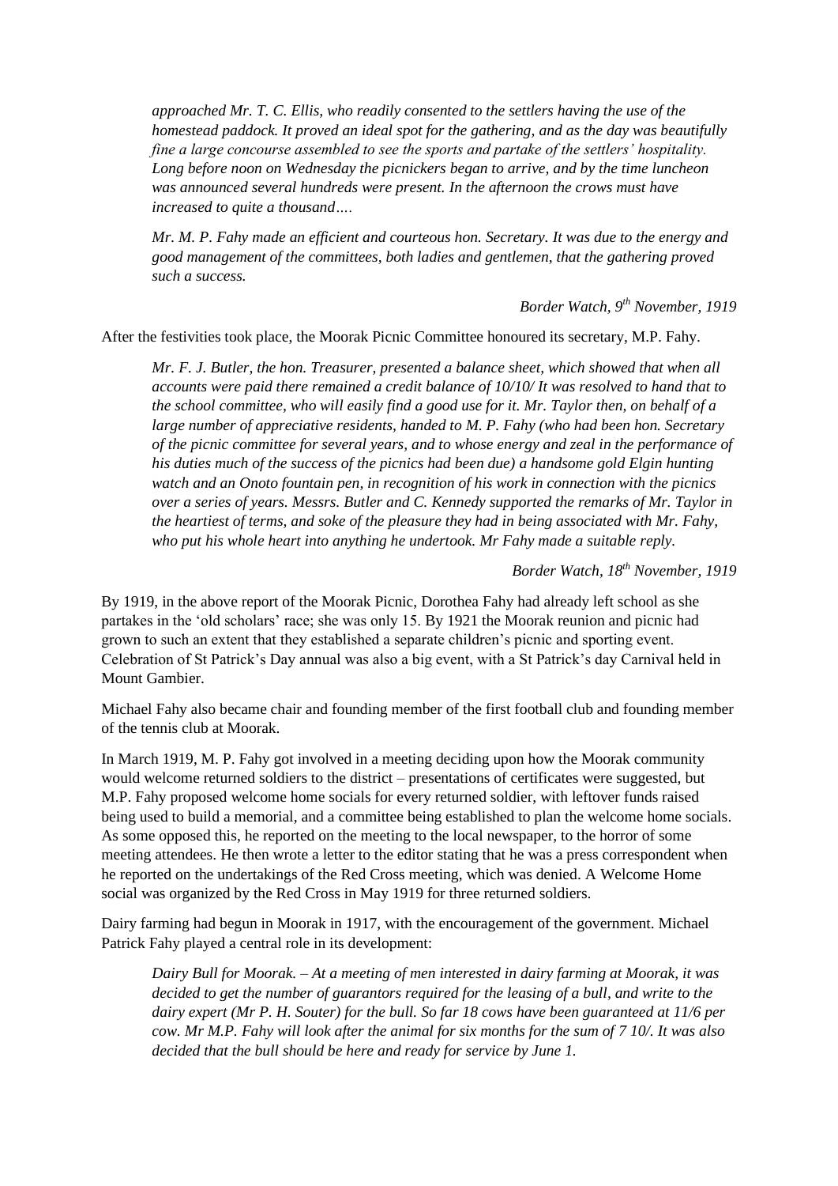*approached Mr. T. C. Ellis, who readily consented to the settlers having the use of the homestead paddock. It proved an ideal spot for the gathering, and as the day was beautifully fine a large concourse assembled to see the sports and partake of the settlers' hospitality. Long before noon on Wednesday the picnickers began to arrive, and by the time luncheon was announced several hundreds were present. In the afternoon the crows must have increased to quite a thousand….*

*Mr. M. P. Fahy made an efficient and courteous hon. Secretary. It was due to the energy and good management of the committees, both ladies and gentlemen, that the gathering proved such a success.*

*Border Watch, 9th November, 1919*

After the festivities took place, the Moorak Picnic Committee honoured its secretary, M.P. Fahy.

*Mr. F. J. Butler, the hon. Treasurer, presented a balance sheet, which showed that when all accounts were paid there remained a credit balance of 10/10/ It was resolved to hand that to the school committee, who will easily find a good use for it. Mr. Taylor then, on behalf of a large number of appreciative residents, handed to M. P. Fahy (who had been hon. Secretary of the picnic committee for several years, and to whose energy and zeal in the performance of his duties much of the success of the picnics had been due) a handsome gold Elgin hunting watch and an Onoto fountain pen, in recognition of his work in connection with the picnics over a series of years. Messrs. Butler and C. Kennedy supported the remarks of Mr. Taylor in the heartiest of terms, and soke of the pleasure they had in being associated with Mr. Fahy, who put his whole heart into anything he undertook. Mr Fahy made a suitable reply.*

*Border Watch, 18th November, 1919*

By 1919, in the above report of the Moorak Picnic, Dorothea Fahy had already left school as she partakes in the 'old scholars' race; she was only 15. By 1921 the Moorak reunion and picnic had grown to such an extent that they established a separate children's picnic and sporting event. Celebration of St Patrick's Day annual was also a big event, with a St Patrick's day Carnival held in Mount Gambier.

Michael Fahy also became chair and founding member of the first football club and founding member of the tennis club at Moorak.

In March 1919, M. P. Fahy got involved in a meeting deciding upon how the Moorak community would welcome returned soldiers to the district – presentations of certificates were suggested, but M.P. Fahy proposed welcome home socials for every returned soldier, with leftover funds raised being used to build a memorial, and a committee being established to plan the welcome home socials. As some opposed this, he reported on the meeting to the local newspaper, to the horror of some meeting attendees. He then wrote a letter to the editor stating that he was a press correspondent when he reported on the undertakings of the Red Cross meeting, which was denied. A Welcome Home social was organized by the Red Cross in May 1919 for three returned soldiers.

Dairy farming had begun in Moorak in 1917, with the encouragement of the government. Michael Patrick Fahy played a central role in its development:

*Dairy Bull for Moorak. – At a meeting of men interested in dairy farming at Moorak, it was decided to get the number of guarantors required for the leasing of a bull, and write to the dairy expert (Mr P. H. Souter) for the bull. So far 18 cows have been guaranteed at 11/6 per cow. Mr M.P. Fahy will look after the animal for six months for the sum of 7 10/. It was also decided that the bull should be here and ready for service by June 1.*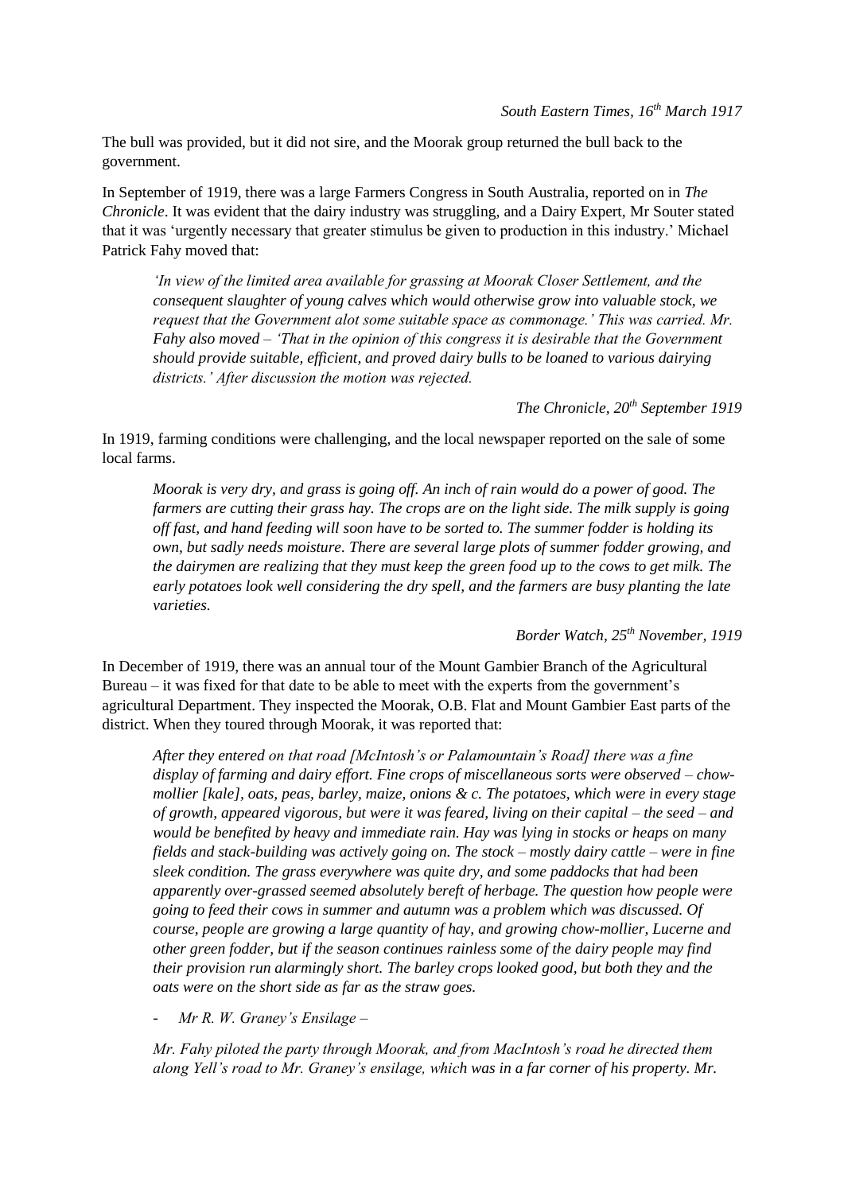*South Eastern Times, 16th March 1917*

The bull was provided, but it did not sire, and the Moorak group returned the bull back to the government.

In September of 1919, there was a large Farmers Congress in South Australia, reported on in *The Chronicle*. It was evident that the dairy industry was struggling, and a Dairy Expert, Mr Souter stated that it was 'urgently necessary that greater stimulus be given to production in this industry.' Michael Patrick Fahy moved that:

> *'In view of the limited area available for grassing at Moorak Closer Settlement, and the consequent slaughter of young calves which would otherwise grow into valuable stock, we request that the Government alot some suitable space as commonage.' This was carried. Mr. Fahy also moved – 'That in the opinion of this congress it is desirable that the Government should provide suitable, efficient, and proved dairy bulls to be loaned to various dairying districts.' After discussion the motion was rejected.*

*The Chronicle, 20th September 1919*

In 1919, farming conditions were challenging, and the local newspaper reported on the sale of some local farms.

> *Moorak is very dry, and grass is going off. An inch of rain would do a power of good. The farmers are cutting their grass hay. The crops are on the light side. The milk supply is going off fast, and hand feeding will soon have to be sorted to. The summer fodder is holding its own, but sadly needs moisture. There are several large plots of summer fodder growing, and the dairymen are realizing that they must keep the green food up to the cows to get milk. The early potatoes look well considering the dry spell, and the farmers are busy planting the late varieties.*

*Border Watch, 25th November, 1919*

In December of 1919, there was an annual tour of the Mount Gambier Branch of the Agricultural Bureau – it was fixed for that date to be able to meet with the experts from the government's agricultural Department. They inspected the Moorak, O.B. Flat and Mount Gambier East parts of the district. When they toured through Moorak, it was reported that:

> *After they entered on that road [McIntosh's or Palamountain's Road] there was a fine display of farming and dairy effort. Fine crops of miscellaneous sorts were observed – chow-mollier [kale], oats, peas, barley, maize, onions & c. The potatoes, which were in every stage of growth, appeared vigorous, but were it was feared, living on their capital – the seed – and would be benefited by heavy and immediate rain. Hay was lying in stocks or heaps on many fields and stack-building was actively going on. The stock – mostly dairy cattle – were in fine sleek condition. The grass everywhere was quite dry, and some paddocks that had been apparently over-grassed seemed absolutely bereft of herbage. The question how people were going to feed their cows in summer and autumn was a problem which was discussed. Of course, people are growing a large quantity of hay, and growing chow-mollier, Lucerne and other green fodder, but if the season continues rainless some of the dairy people may find their provision run alarmingly short. The barley crops looked good, but both they and the oats were on the short side as far as the straw goes.*
>
> - *Mr R. W. Graney's Ensilage –*
>
> *Mr. Fahy piloted the party through Moorak, and from MacIntosh's road he directed them along Yell's road to Mr. Graney's ensilage, which was in a far corner of his property. Mr.*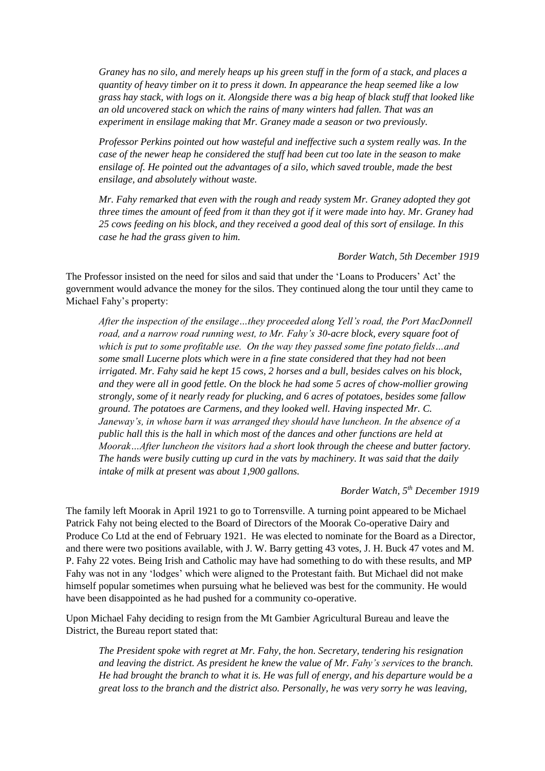*Graney has no silo, and merely heaps up his green stuff in the form of a stack, and places a quantity of heavy timber on it to press it down. In appearance the heap seemed like a low grass hay stack, with logs on it. Alongside there was a big heap of black stuff that looked like an old uncovered stack on which the rains of many winters had fallen. That was an experiment in ensilage making that Mr. Graney made a season or two previously.*

*Professor Perkins pointed out how wasteful and ineffective such a system really was. In the case of the newer heap he considered the stuff had been cut too late in the season to make ensilage of. He pointed out the advantages of a silo, which saved trouble, made the best ensilage, and absolutely without waste.*

*Mr. Fahy remarked that even with the rough and ready system Mr. Graney adopted they got three times the amount of feed from it than they got if it were made into hay. Mr. Graney had 25 cows feeding on his block, and they received a good deal of this sort of ensilage. In this case he had the grass given to him.*

*Border Watch, 5th December 1919*

The Professor insisted on the need for silos and said that under the 'Loans to Producers' Act' the government would advance the money for the silos. They continued along the tour until they came to Michael Fahy's property:

*After the inspection of the ensilage…they proceeded along Yell's road, the Port MacDonnell road, and a narrow road running west, to Mr. Fahy's 30-acre block, every square foot of which is put to some profitable use. On the way they passed some fine potato fields…and some small Lucerne plots which were in a fine state considered that they had not been irrigated. Mr. Fahy said he kept 15 cows, 2 horses and a bull, besides calves on his block, and they were all in good fettle. On the block he had some 5 acres of chow-mollier growing strongly, some of it nearly ready for plucking, and 6 acres of potatoes, besides some fallow ground. The potatoes are Carmens, and they looked well. Having inspected Mr. C. Janeway's, in whose barn it was arranged they should have luncheon. In the absence of a public hall this is the hall in which most of the dances and other functions are held at Moorak…After luncheon the visitors had a short look through the cheese and butter factory. The hands were busily cutting up curd in the vats by machinery. It was said that the daily intake of milk at present was about 1,900 gallons.*

*Border Watch, 5th December 1919*

The family left Moorak in April 1921 to go to Torrensville. A turning point appeared to be Michael Patrick Fahy not being elected to the Board of Directors of the Moorak Co-operative Dairy and Produce Co Ltd at the end of February 1921. He was elected to nominate for the Board as a Director, and there were two positions available, with J. W. Barry getting 43 votes, J. H. Buck 47 votes and M. P. Fahy 22 votes. Being Irish and Catholic may have had something to do with these results, and MP Fahy was not in any 'lodges' which were aligned to the Protestant faith. But Michael did not make himself popular sometimes when pursuing what he believed was best for the community. He would have been disappointed as he had pushed for a community co-operative.

Upon Michael Fahy deciding to resign from the Mt Gambier Agricultural Bureau and leave the District, the Bureau report stated that:

*The President spoke with regret at Mr. Fahy, the hon. Secretary, tendering his resignation and leaving the district. As president he knew the value of Mr. Fahy's services to the branch. He had brought the branch to what it is. He was full of energy, and his departure would be a great loss to the branch and the district also. Personally, he was very sorry he was leaving,*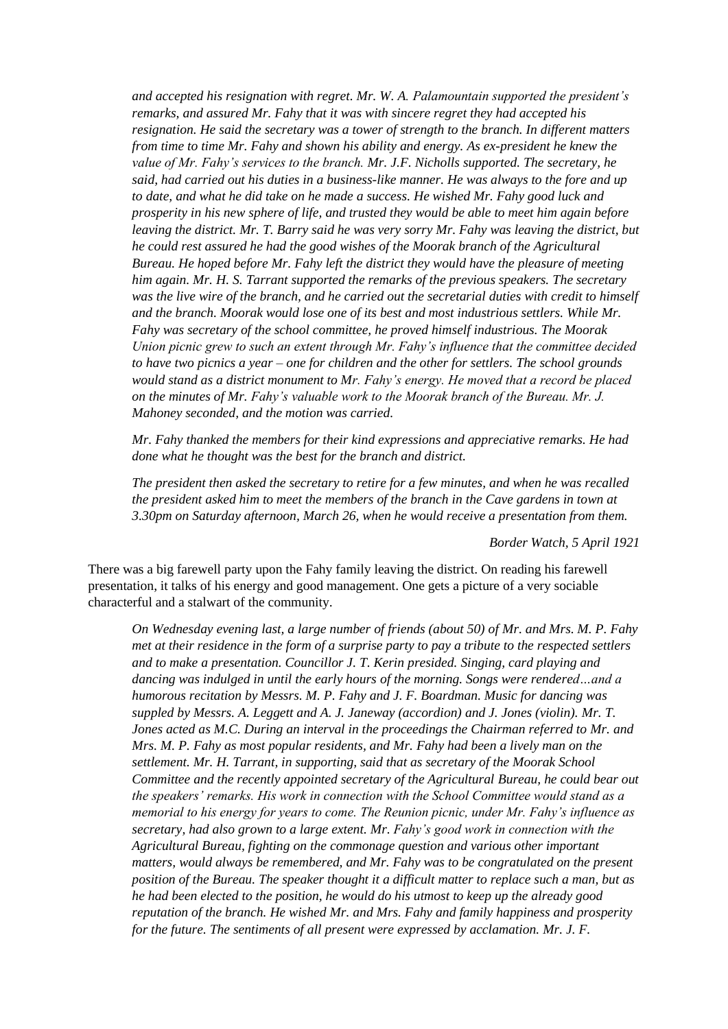*and accepted his resignation with regret. Mr. W. A. Palamountain supported the president's remarks, and assured Mr. Fahy that it was with sincere regret they had accepted his resignation. He said the secretary was a tower of strength to the branch. In different matters from time to time Mr. Fahy and shown his ability and energy. As ex-president he knew the value of Mr. Fahy's services to the branch. Mr. J.F. Nicholls supported. The secretary, he said, had carried out his duties in a business-like manner. He was always to the fore and up to date, and what he did take on he made a success. He wished Mr. Fahy good luck and prosperity in his new sphere of life, and trusted they would be able to meet him again before leaving the district. Mr. T. Barry said he was very sorry Mr. Fahy was leaving the district, but he could rest assured he had the good wishes of the Moorak branch of the Agricultural Bureau. He hoped before Mr. Fahy left the district they would have the pleasure of meeting him again. Mr. H. S. Tarrant supported the remarks of the previous speakers. The secretary was the live wire of the branch, and he carried out the secretarial duties with credit to himself and the branch. Moorak would lose one of its best and most industrious settlers. While Mr. Fahy was secretary of the school committee, he proved himself industrious. The Moorak Union picnic grew to such an extent through Mr. Fahy's influence that the committee decided to have two picnics a year – one for children and the other for settlers. The school grounds would stand as a district monument to Mr. Fahy's energy. He moved that a record be placed on the minutes of Mr. Fahy's valuable work to the Moorak branch of the Bureau. Mr. J. Mahoney seconded, and the motion was carried.*

*Mr. Fahy thanked the members for their kind expressions and appreciative remarks. He had done what he thought was the best for the branch and district.*

*The president then asked the secretary to retire for a few minutes, and when he was recalled the president asked him to meet the members of the branch in the Cave gardens in town at 3.30pm on Saturday afternoon, March 26, when he would receive a presentation from them.*

*Border Watch, 5 April 1921*

There was a big farewell party upon the Fahy family leaving the district. On reading his farewell presentation, it talks of his energy and good management. One gets a picture of a very sociable characterful and a stalwart of the community.

*On Wednesday evening last, a large number of friends (about 50) of Mr. and Mrs. M. P. Fahy met at their residence in the form of a surprise party to pay a tribute to the respected settlers and to make a presentation. Councillor J. T. Kerin presided. Singing, card playing and dancing was indulged in until the early hours of the morning. Songs were rendered…and a humorous recitation by Messrs. M. P. Fahy and J. F. Boardman. Music for dancing was suppled by Messrs. A. Leggett and A. J. Janeway (accordion) and J. Jones (violin). Mr. T. Jones acted as M.C. During an interval in the proceedings the Chairman referred to Mr. and Mrs. M. P. Fahy as most popular residents, and Mr. Fahy had been a lively man on the settlement. Mr. H. Tarrant, in supporting, said that as secretary of the Moorak School Committee and the recently appointed secretary of the Agricultural Bureau, he could bear out the speakers' remarks. His work in connection with the School Committee would stand as a memorial to his energy for years to come. The Reunion picnic, under Mr. Fahy's influence as secretary, had also grown to a large extent. Mr. Fahy's good work in connection with the Agricultural Bureau, fighting on the commonage question and various other important matters, would always be remembered, and Mr. Fahy was to be congratulated on the present position of the Bureau. The speaker thought it a difficult matter to replace such a man, but as he had been elected to the position, he would do his utmost to keep up the already good reputation of the branch. He wished Mr. and Mrs. Fahy and family happiness and prosperity for the future. The sentiments of all present were expressed by acclamation. Mr. J. F.*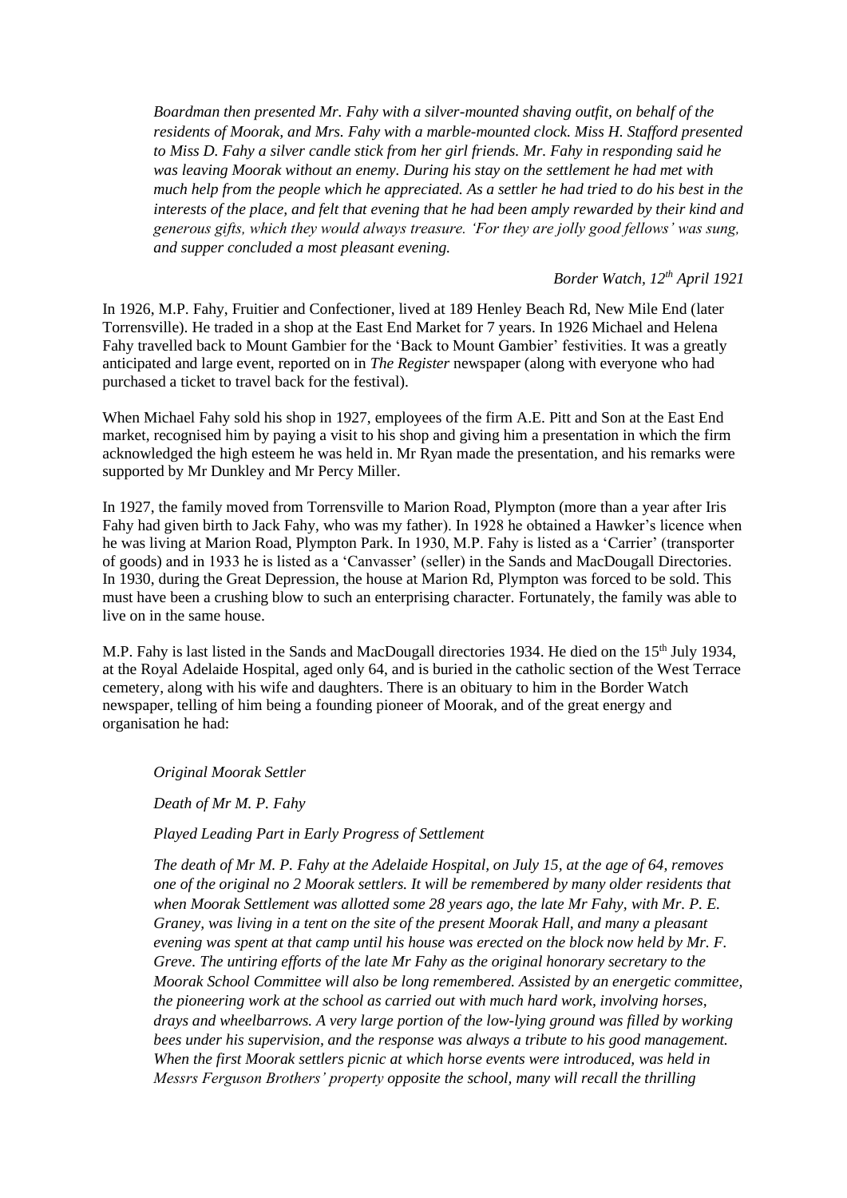*Boardman then presented Mr. Fahy with a silver-mounted shaving outfit, on behalf of the residents of Moorak, and Mrs. Fahy with a marble-mounted clock. Miss H. Stafford presented to Miss D. Fahy a silver candle stick from her girl friends. Mr. Fahy in responding said he was leaving Moorak without an enemy. During his stay on the settlement he had met with much help from the people which he appreciated. As a settler he had tried to do his best in the interests of the place, and felt that evening that he had been amply rewarded by their kind and generous gifts, which they would always treasure. 'For they are jolly good fellows' was sung, and supper concluded a most pleasant evening.*

*Border Watch, 12th April 1921*

In 1926, M.P. Fahy, Fruitier and Confectioner, lived at 189 Henley Beach Rd, New Mile End (later Torrensville). He traded in a shop at the East End Market for 7 years. In 1926 Michael and Helena Fahy travelled back to Mount Gambier for the 'Back to Mount Gambier' festivities. It was a greatly anticipated and large event, reported on in *The Register* newspaper (along with everyone who had purchased a ticket to travel back for the festival).

When Michael Fahy sold his shop in 1927, employees of the firm A.E. Pitt and Son at the East End market, recognised him by paying a visit to his shop and giving him a presentation in which the firm acknowledged the high esteem he was held in. Mr Ryan made the presentation, and his remarks were supported by Mr Dunkley and Mr Percy Miller.

In 1927, the family moved from Torrensville to Marion Road, Plympton (more than a year after Iris Fahy had given birth to Jack Fahy, who was my father). In 1928 he obtained a Hawker's licence when he was living at Marion Road, Plympton Park. In 1930, M.P. Fahy is listed as a 'Carrier' (transporter of goods) and in 1933 he is listed as a 'Canvasser' (seller) in the Sands and MacDougall Directories. In 1930, during the Great Depression, the house at Marion Rd, Plympton was forced to be sold. This must have been a crushing blow to such an enterprising character. Fortunately, the family was able to live on in the same house.

M.P. Fahy is last listed in the Sands and MacDougall directories 1934. He died on the 15th July 1934, at the Royal Adelaide Hospital, aged only 64, and is buried in the catholic section of the West Terrace cemetery, along with his wife and daughters. There is an obituary to him in the Border Watch newspaper, telling of him being a founding pioneer of Moorak, and of the great energy and organisation he had:

*Original Moorak Settler*

*Death of Mr M. P. Fahy*

*Played Leading Part in Early Progress of Settlement*

*The death of Mr M. P. Fahy at the Adelaide Hospital, on July 15, at the age of 64, removes one of the original no 2 Moorak settlers. It will be remembered by many older residents that when Moorak Settlement was allotted some 28 years ago, the late Mr Fahy, with Mr. P. E. Graney, was living in a tent on the site of the present Moorak Hall, and many a pleasant evening was spent at that camp until his house was erected on the block now held by Mr. F. Greve. The untiring efforts of the late Mr Fahy as the original honorary secretary to the Moorak School Committee will also be long remembered. Assisted by an energetic committee, the pioneering work at the school as carried out with much hard work, involving horses, drays and wheelbarrows. A very large portion of the low-lying ground was filled by working bees under his supervision, and the response was always a tribute to his good management. When the first Moorak settlers picnic at which horse events were introduced, was held in Messrs Ferguson Brothers' property opposite the school, many will recall the thrilling*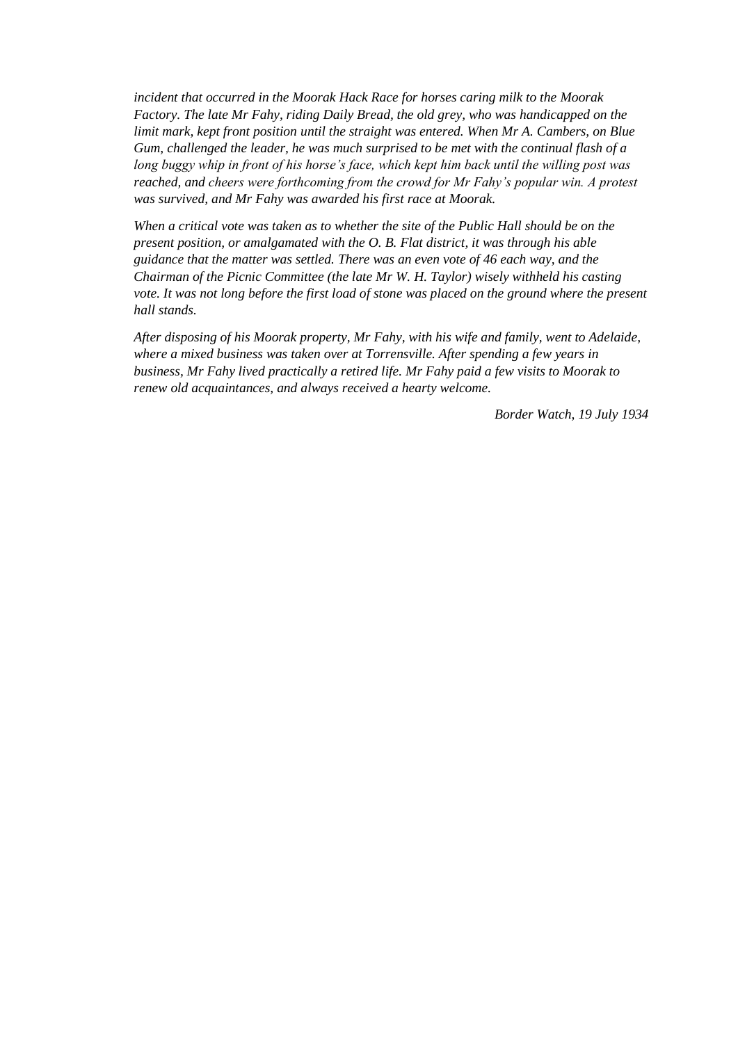*incident that occurred in the Moorak Hack Race for horses caring milk to the Moorak Factory. The late Mr Fahy, riding Daily Bread, the old grey, who was handicapped on the limit mark, kept front position until the straight was entered. When Mr A. Cambers, on Blue Gum, challenged the leader, he was much surprised to be met with the continual flash of a long buggy whip in front of his horse's face, which kept him back until the willing post was reached, and cheers were forthcoming from the crowd for Mr Fahy's popular win. A protest was survived, and Mr Fahy was awarded his first race at Moorak.*

*When a critical vote was taken as to whether the site of the Public Hall should be on the present position, or amalgamated with the O. B. Flat district, it was through his able guidance that the matter was settled. There was an even vote of 46 each way, and the Chairman of the Picnic Committee (the late Mr W. H. Taylor) wisely withheld his casting vote. It was not long before the first load of stone was placed on the ground where the present hall stands.*

*After disposing of his Moorak property, Mr Fahy, with his wife and family, went to Adelaide, where a mixed business was taken over at Torrensville. After spending a few years in business, Mr Fahy lived practically a retired life. Mr Fahy paid a few visits to Moorak to renew old acquaintances, and always received a hearty welcome.*

*Border Watch, 19 July 1934*